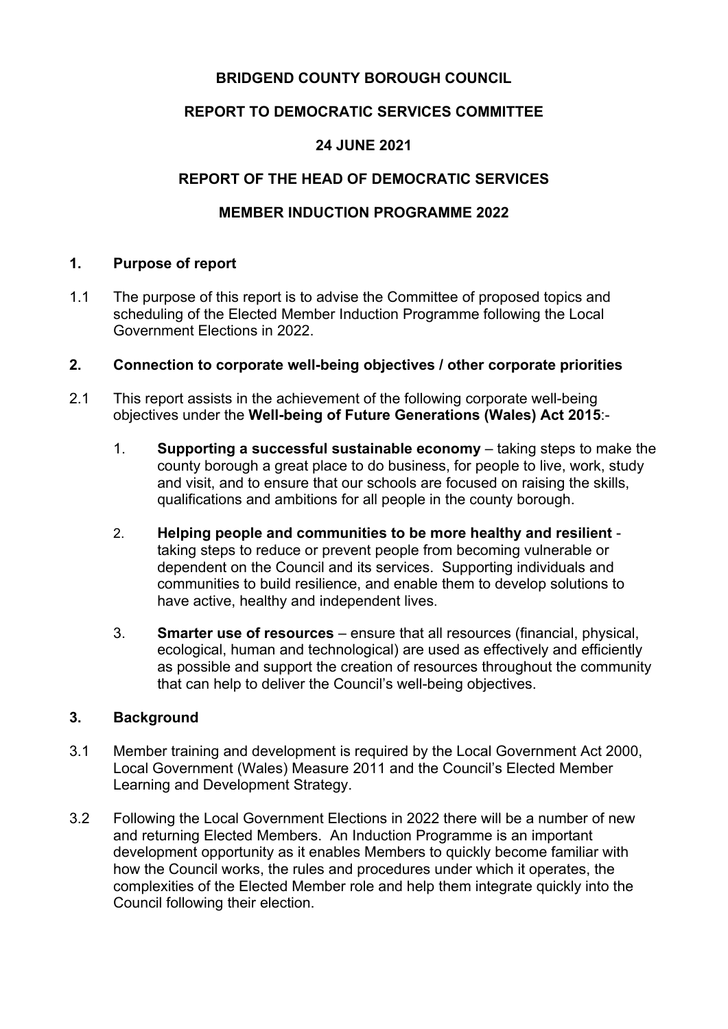**BRIDGEND COUNTY BOROUGH COUNCIL**

**REPORT TO DEMOCRATIC SERVICES COMMITTEE**

**24 JUNE 2021**

**REPORT OF THE HEAD OF DEMOCRATIC SERVICES**

**MEMBER INDUCTION PROGRAMME 2022**

## 1. Purpose of report

1.1 The purpose of this report is to advise the Committee of proposed topics and scheduling of the Elected Member Induction Programme following the Local Government Elections in 2022.

## 2. Connection to corporate well-being objectives / other corporate priorities

2.1 This report assists in the achievement of the following corporate well-being objectives under the **Well-being of Future Generations (Wales) Act 2015**:-

1. **Supporting a successful sustainable economy** – taking steps to make the county borough a great place to do business, for people to live, work, study and visit, and to ensure that our schools are focused on raising the skills, qualifications and ambitions for all people in the county borough.

2. **Helping people and communities to be more healthy and resilient** - taking steps to reduce or prevent people from becoming vulnerable or dependent on the Council and its services. Supporting individuals and communities to build resilience, and enable them to develop solutions to have active, healthy and independent lives.

3. **Smarter use of resources** – ensure that all resources (financial, physical, ecological, human and technological) are used as effectively and efficiently as possible and support the creation of resources throughout the community that can help to deliver the Council's well-being objectives.

## 3. Background

3.1 Member training and development is required by the Local Government Act 2000, Local Government (Wales) Measure 2011 and the Council's Elected Member Learning and Development Strategy.

3.2 Following the Local Government Elections in 2022 there will be a number of new and returning Elected Members. An Induction Programme is an important development opportunity as it enables Members to quickly become familiar with how the Council works, the rules and procedures under which it operates, the complexities of the Elected Member role and help them integrate quickly into the Council following their election.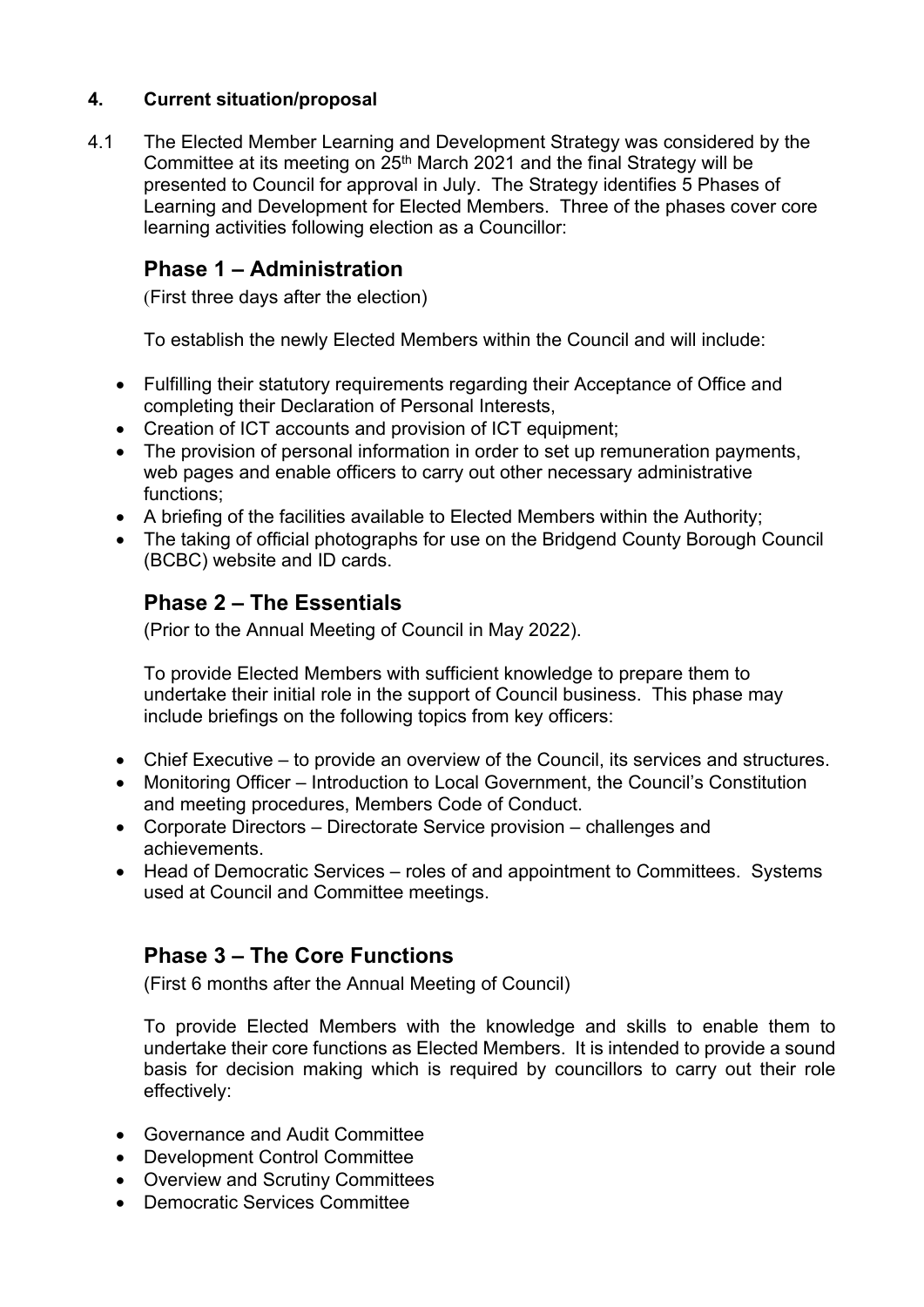**4. Current situation/proposal**

4.1 The Elected Member Learning and Development Strategy was considered by the Committee at its meeting on 25th March 2021 and the final Strategy will be presented to Council for approval in July. The Strategy identifies 5 Phases of Learning and Development for Elected Members. Three of the phases cover core learning activities following election as a Councillor:

## Phase 1 – Administration

(First three days after the election)

To establish the newly Elected Members within the Council and will include:

- Fulfilling their statutory requirements regarding their Acceptance of Office and completing their Declaration of Personal Interests,
- Creation of ICT accounts and provision of ICT equipment;
- The provision of personal information in order to set up remuneration payments, web pages and enable officers to carry out other necessary administrative functions;
- A briefing of the facilities available to Elected Members within the Authority;
- The taking of official photographs for use on the Bridgend County Borough Council (BCBC) website and ID cards.

## Phase 2 – The Essentials

(Prior to the Annual Meeting of Council in May 2022).

To provide Elected Members with sufficient knowledge to prepare them to undertake their initial role in the support of Council business. This phase may include briefings on the following topics from key officers:

- Chief Executive – to provide an overview of the Council, its services and structures.
- Monitoring Officer – Introduction to Local Government, the Council's Constitution and meeting procedures, Members Code of Conduct.
- Corporate Directors – Directorate Service provision – challenges and achievements.
- Head of Democratic Services – roles of and appointment to Committees. Systems used at Council and Committee meetings.

## Phase 3 – The Core Functions

(First 6 months after the Annual Meeting of Council)

To provide Elected Members with the knowledge and skills to enable them to undertake their core functions as Elected Members. It is intended to provide a sound basis for decision making which is required by councillors to carry out their role effectively:

- Governance and Audit Committee
- Development Control Committee
- Overview and Scrutiny Committees
- Democratic Services Committee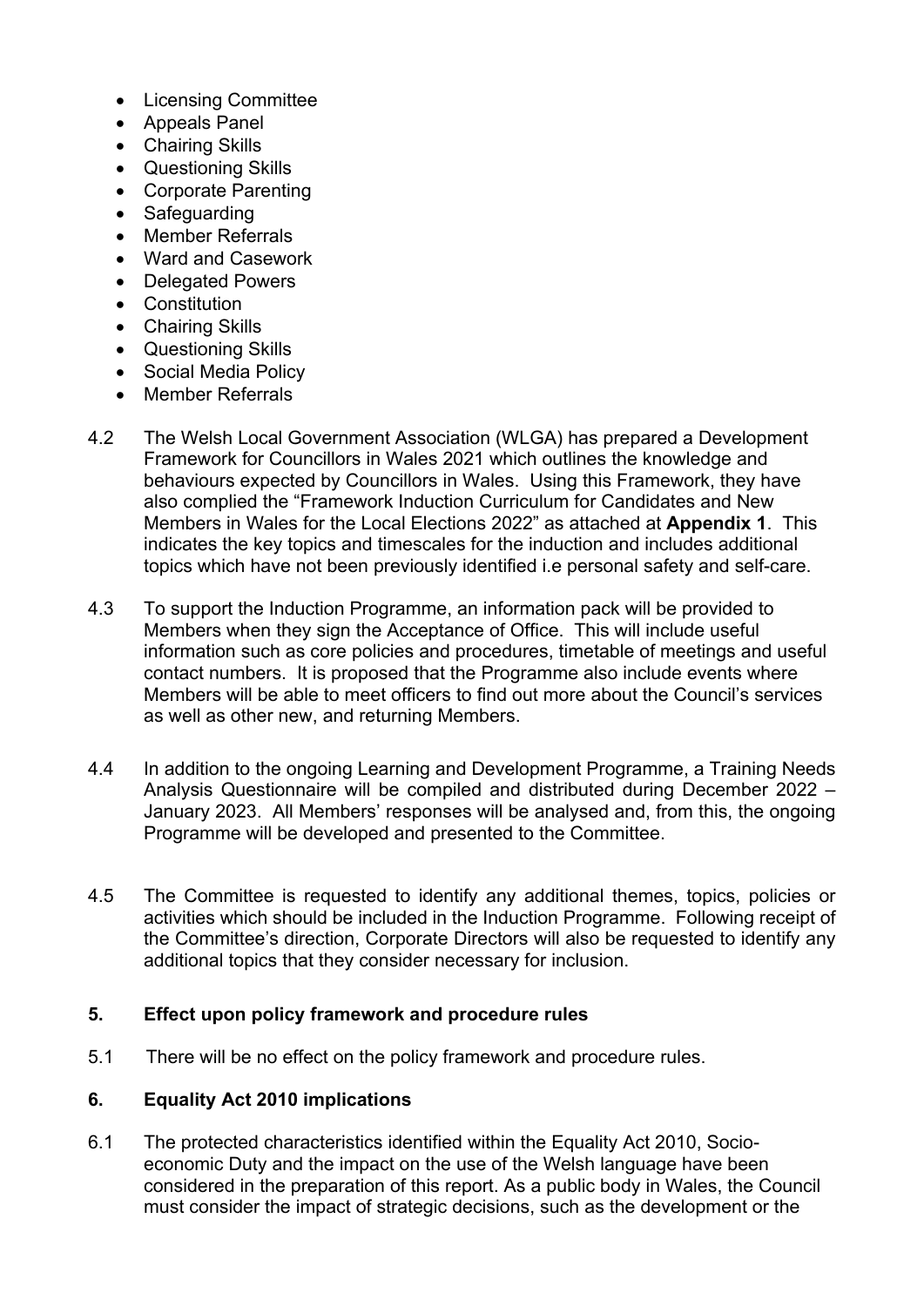- Licensing Committee
- Appeals Panel
- Chairing Skills
- Questioning Skills
- Corporate Parenting
- Safeguarding
- Member Referrals
- Ward and Casework
- Delegated Powers
- Constitution
- Chairing Skills
- Questioning Skills
- Social Media Policy
- Member Referrals

4.2 The Welsh Local Government Association (WLGA) has prepared a Development Framework for Councillors in Wales 2021 which outlines the knowledge and behaviours expected by Councillors in Wales. Using this Framework, they have also complied the "Framework Induction Curriculum for Candidates and New Members in Wales for the Local Elections 2022" as attached at **Appendix 1**. This indicates the key topics and timescales for the induction and includes additional topics which have not been previously identified i.e personal safety and self-care.

4.3 To support the Induction Programme, an information pack will be provided to Members when they sign the Acceptance of Office. This will include useful information such as core policies and procedures, timetable of meetings and useful contact numbers. It is proposed that the Programme also include events where Members will be able to meet officers to find out more about the Council's services as well as other new, and returning Members.

4.4 In addition to the ongoing Learning and Development Programme, a Training Needs Analysis Questionnaire will be compiled and distributed during December 2022 – January 2023. All Members' responses will be analysed and, from this, the ongoing Programme will be developed and presented to the Committee.

4.5 The Committee is requested to identify any additional themes, topics, policies or activities which should be included in the Induction Programme. Following receipt of the Committee's direction, Corporate Directors will also be requested to identify any additional topics that they consider necessary for inclusion.

## 5. Effect upon policy framework and procedure rules

5.1 There will be no effect on the policy framework and procedure rules.

## 6. Equality Act 2010 implications

6.1 The protected characteristics identified within the Equality Act 2010, Socio-economic Duty and the impact on the use of the Welsh language have been considered in the preparation of this report. As a public body in Wales, the Council must consider the impact of strategic decisions, such as the development or the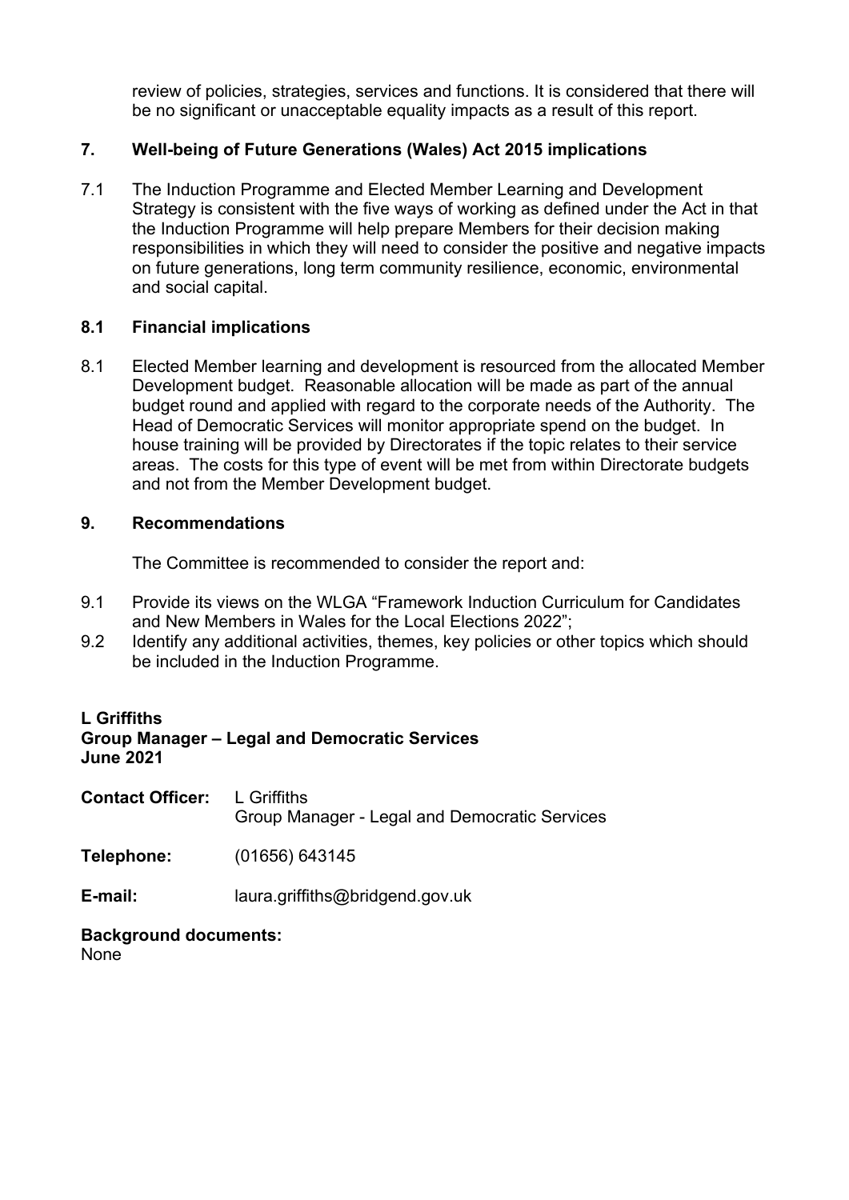review of policies, strategies, services and functions. It is considered that there will be no significant or unacceptable equality impacts as a result of this report.

## 7. Well-being of Future Generations (Wales) Act 2015 implications

7.1 The Induction Programme and Elected Member Learning and Development Strategy is consistent with the five ways of working as defined under the Act in that the Induction Programme will help prepare Members for their decision making responsibilities in which they will need to consider the positive and negative impacts on future generations, long term community resilience, economic, environmental and social capital.

## 8.1 Financial implications

8.1 Elected Member learning and development is resourced from the allocated Member Development budget. Reasonable allocation will be made as part of the annual budget round and applied with regard to the corporate needs of the Authority. The Head of Democratic Services will monitor appropriate spend on the budget. In house training will be provided by Directorates if the topic relates to their service areas. The costs for this type of event will be met from within Directorate budgets and not from the Member Development budget.

## 9. Recommendations

The Committee is recommended to consider the report and:

9.1 Provide its views on the WLGA "Framework Induction Curriculum for Candidates and New Members in Wales for the Local Elections 2022";

9.2 Identify any additional activities, themes, key policies or other topics which should be included in the Induction Programme.

**L Griffiths**
**Group Manager – Legal and Democratic Services**
**June 2021**

**Contact Officer:** L Griffiths
Group Manager - Legal and Democratic Services

**Telephone:** (01656) 643145

**E-mail:** laura.griffiths@bridgend.gov.uk

**Background documents:**
None